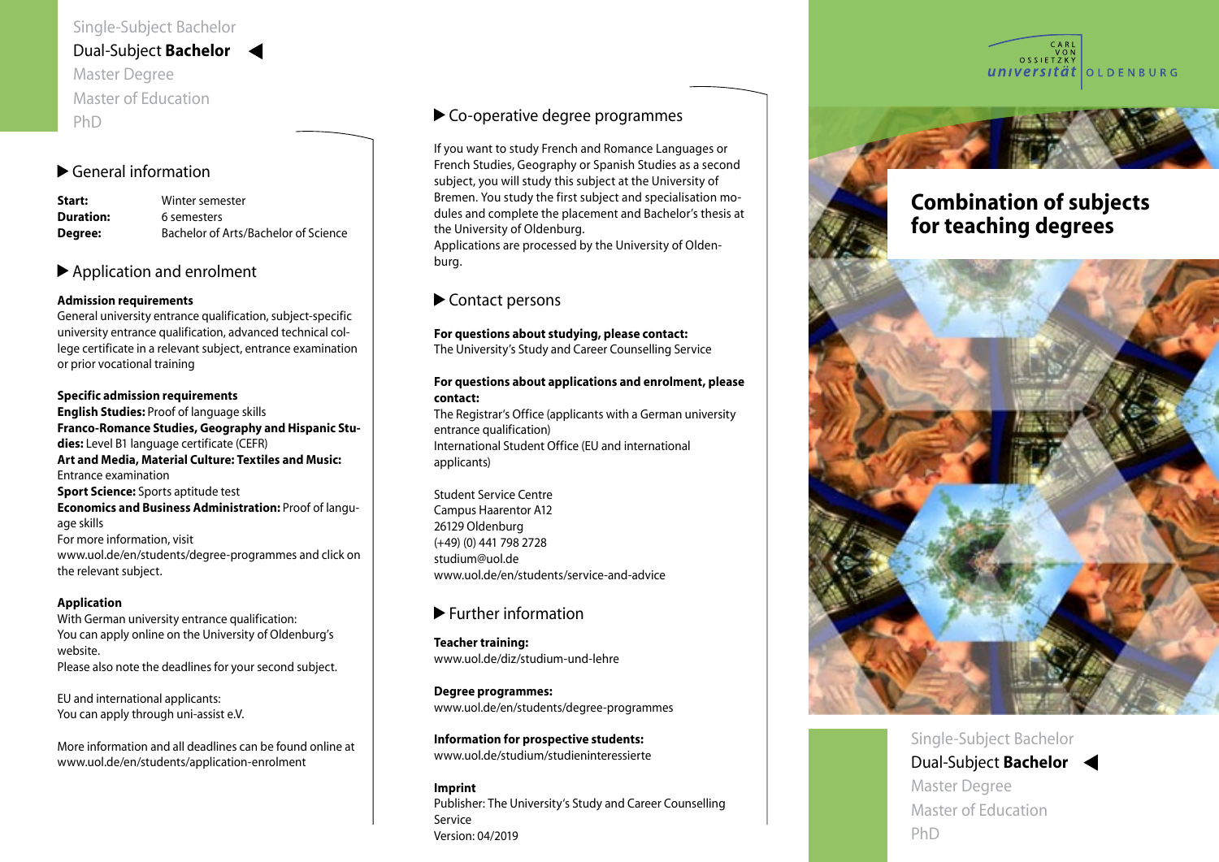Single-Subject Bachelor
Dual-Subject **Bachelor** ◀
Master Degree
Master of Education
PhD

## ▶ General information

**Start:** Winter semester
**Duration:** 6 semesters
**Degree:** Bachelor of Arts/Bachelor of Science

## ▶ Application and enrolment

**Admission requirements**
General university entrance qualification, subject-specific university entrance qualification, advanced technical college certificate in a relevant subject, entrance examination or prior vocational training

**Specific admission requirements**
**English Studies:** Proof of language skills
**Franco-Romance Studies, Geography and Hispanic Studies:** Level B1 language certificate (CEFR)
**Art and Media, Material Culture: Textiles and Music:** Entrance examination
**Sport Science:** Sports aptitude test
**Economics and Business Administration:** Proof of language skills
For more information, visit www.uol.de/en/students/degree-programmes and click on the relevant subject.

**Application**
With German university entrance qualification:
You can apply online on the University of Oldenburg's website.
Please also note the deadlines for your second subject.

EU and international applicants:
You can apply through uni-assist e.V.

More information and all deadlines can be found online at www.uol.de/en/students/application-enrolment

## ▶ Co-operative degree programmes

If you want to study French and Romance Languages or French Studies, Geography or Spanish Studies as a second subject, you will study this subject at the University of Bremen. You study the first subject and specialisation modules and complete the placement and Bachelor's thesis at the University of Oldenburg.
Applications are processed by the University of Oldenburg.

## ▶ Contact persons

**For questions about studying, please contact:**
The University's Study and Career Counselling Service

**For questions about applications and enrolment, please contact:**
The Registrar's Office (applicants with a German university entrance qualification)
International Student Office (EU and international applicants)

Student Service Centre
Campus Haarentor A12
26129 Oldenburg
(+49) (0) 441 798 2728
studium@uol.de
www.uol.de/en/students/service-and-advice

## ▶ Further information

**Teacher training:**
www.uol.de/diz/studium-und-lehre

**Degree programmes:**
www.uol.de/en/students/degree-programmes

**Information for prospective students:**
www.uol.de/studium/studieninteressierte

**Imprint**
Publisher: The University's Study and Career Counselling Service
Version: 04/2019

CARL VON OSSIETZKY universität OLDENBURG

# Combination of subjects for teaching degrees

Single-Subject Bachelor
Dual-Subject **Bachelor** ◀
Master Degree
Master of Education
PhD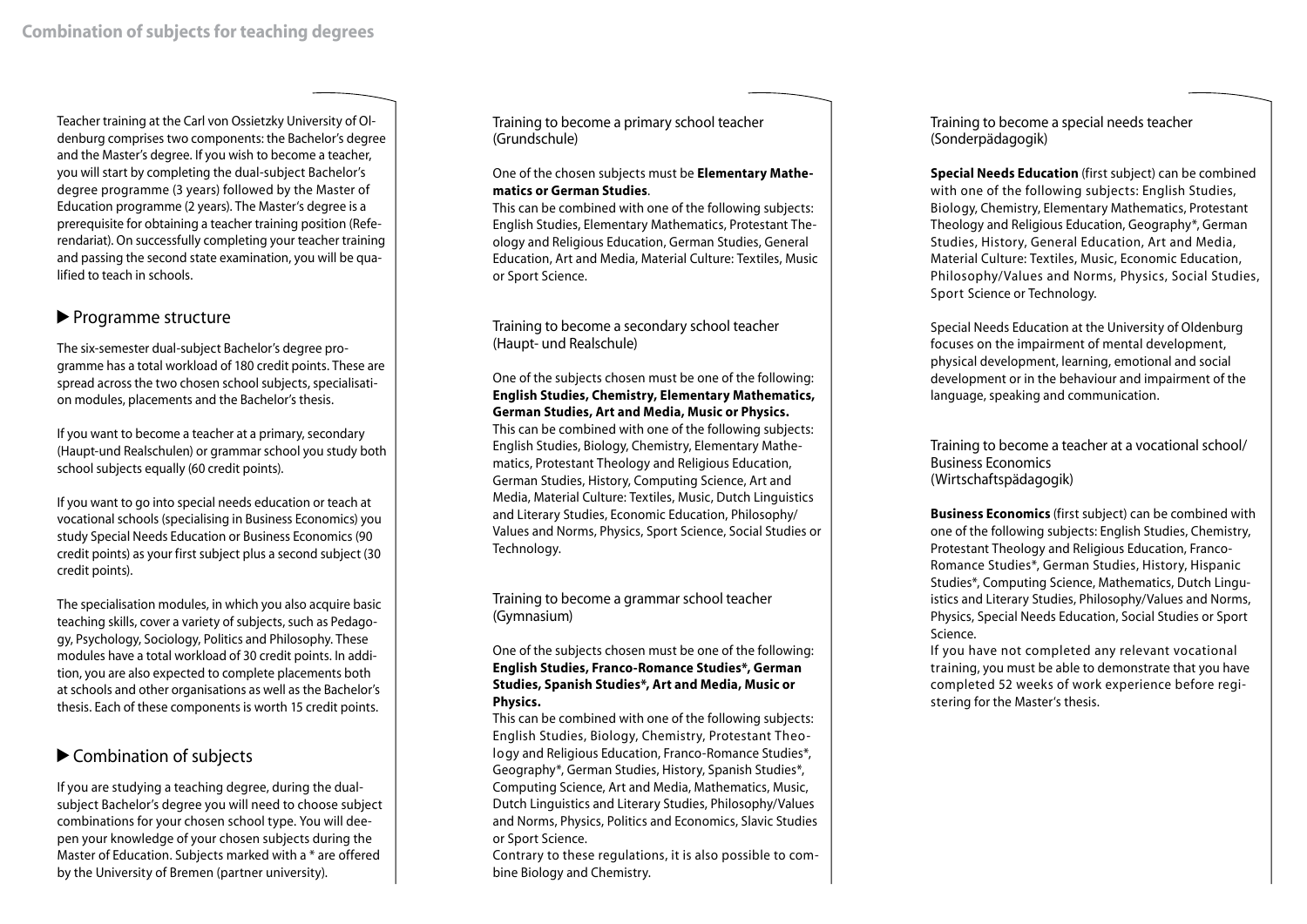# Combination of subjects for teaching degrees

Teacher training at the Carl von Ossietzky University of Oldenburg comprises two components: the Bachelor's degree and the Master's degree. If you wish to become a teacher, you will start by completing the dual-subject Bachelor's degree programme (3 years) followed by the Master of Education programme (2 years). The Master's degree is a prerequisite for obtaining a teacher training position (Referendariat). On successfully completing your teacher training and passing the second state examination, you will be qualified to teach in schools.

## ▶ Programme structure

The six-semester dual-subject Bachelor's degree programme has a total workload of 180 credit points. These are spread across the two chosen school subjects, specialisation modules, placements and the Bachelor's thesis.

If you want to become a teacher at a primary, secondary (Haupt-und Realschulen) or grammar school you study both school subjects equally (60 credit points).

If you want to go into special needs education or teach at vocational schools (specialising in Business Economics) you study Special Needs Education or Business Economics (90 credit points) as your first subject plus a second subject (30 credit points).

The specialisation modules, in which you also acquire basic teaching skills, cover a variety of subjects, such as Pedagogy, Psychology, Sociology, Politics and Philosophy. These modules have a total workload of 30 credit points. In addition, you are also expected to complete placements both at schools and other organisations as well as the Bachelor's thesis. Each of these components is worth 15 credit points.

## ▶ Combination of subjects

If you are studying a teaching degree, during the dual-subject Bachelor's degree you will need to choose subject combinations for your chosen school type. You will deepen your knowledge of your chosen subjects during the Master of Education. Subjects marked with a * are offered by the University of Bremen (partner university).

### Training to become a primary school teacher (Grundschule)

One of the chosen subjects must be **Elementary Mathematics or German Studies**.
This can be combined with one of the following subjects: English Studies, Elementary Mathematics, Protestant Theology and Religious Education, German Studies, General Education, Art and Media, Material Culture: Textiles, Music or Sport Science.

### Training to become a secondary school teacher (Haupt- und Realschule)

One of the subjects chosen must be one of the following: **English Studies, Chemistry, Elementary Mathematics, German Studies, Art and Media, Music or Physics.**
This can be combined with one of the following subjects: English Studies, Biology, Chemistry, Elementary Mathematics, Protestant Theology and Religious Education, German Studies, History, Computing Science, Art and Media, Material Culture: Textiles, Music, Dutch Linguistics and Literary Studies, Economic Education, Philosophy/Values and Norms, Physics, Sport Science, Social Studies or Technology.

### Training to become a grammar school teacher (Gymnasium)

One of the subjects chosen must be one of the following: **English Studies, Franco-Romance Studies*, German Studies, Spanish Studies*, Art and Media, Music or Physics.**
This can be combined with one of the following subjects: English Studies, Biology, Chemistry, Protestant Theology and Religious Education, Franco-Romance Studies*, Geography*, German Studies, History, Spanish Studies*, Computing Science, Art and Media, Mathematics, Music, Dutch Linguistics and Literary Studies, Philosophy/Values and Norms, Physics, Politics and Economics, Slavic Studies or Sport Science.
Contrary to these regulations, it is also possible to combine Biology and Chemistry.

### Training to become a special needs teacher (Sonderpädagogik)

**Special Needs Education** (first subject) can be combined with one of the following subjects: English Studies, Biology, Chemistry, Elementary Mathematics, Protestant Theology and Religious Education, Geography*, German Studies, History, General Education, Art and Media, Material Culture: Textiles, Music, Economic Education, Philosophy/Values and Norms, Physics, Social Studies, Sport Science or Technology.

Special Needs Education at the University of Oldenburg focuses on the impairment of mental development, physical development, learning, emotional and social development or in the behaviour and impairment of the language, speaking and communication.

### Training to become a teacher at a vocational school/ Business Economics (Wirtschaftspädagogik)

**Business Economics** (first subject) can be combined with one of the following subjects: English Studies, Chemistry, Protestant Theology and Religious Education, Franco-Romance Studies*, German Studies, History, Hispanic Studies*, Computing Science, Mathematics, Dutch Linguistics and Literary Studies, Philosophy/Values and Norms, Physics, Special Needs Education, Social Studies or Sport Science.
If you have not completed any relevant vocational training, you must be able to demonstrate that you have completed 52 weeks of work experience before registering for the Master's thesis.